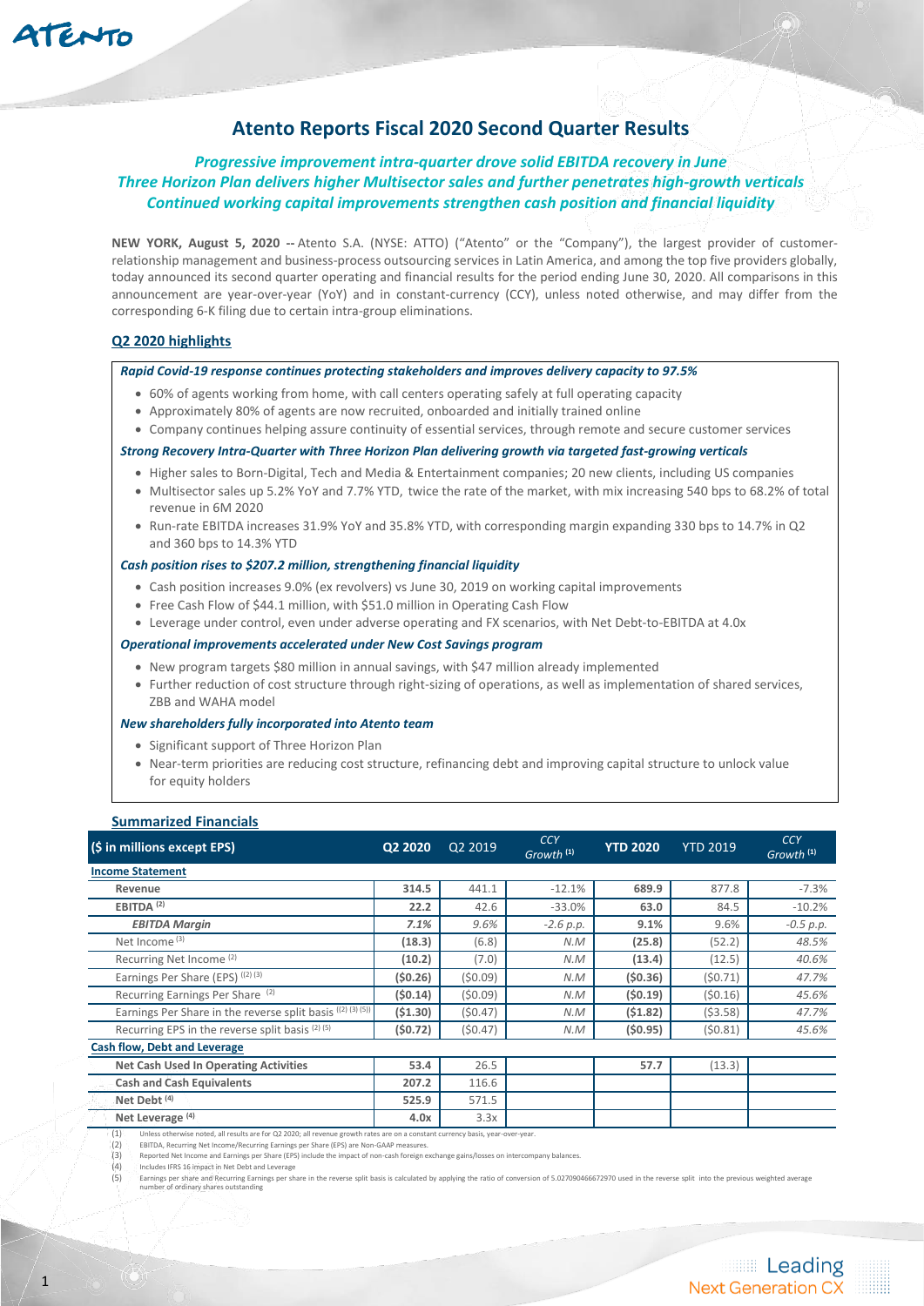# Atento Reports Fiscal 2020 Second Quarter Results

***Progressive improvement intra-quarter drove solid EBITDA recovery in June***
***Three Horizon Plan delivers higher Multisector sales and further penetrates high-growth verticals***
***Continued working capital improvements strengthen cash position and financial liquidity***

**NEW YORK, August 5, 2020 --** Atento S.A. (NYSE: ATTO) ("Atento" or the "Company"), the largest provider of customer-relationship management and business-process outsourcing services in Latin America, and among the top five providers globally, today announced its second quarter operating and financial results for the period ending June 30, 2020. All comparisons in this announcement are year-over-year (YoY) and in constant-currency (CCY), unless noted otherwise, and may differ from the corresponding 6-K filing due to certain intra-group eliminations.

## Q2 2020 highlights

***Rapid Covid-19 response continues protecting stakeholders and improves delivery capacity to 97.5%***

- 60% of agents working from home, with call centers operating safely at full operating capacity
- Approximately 80% of agents are now recruited, onboarded and initially trained online
- Company continues helping assure continuity of essential services, through remote and secure customer services

***Strong Recovery Intra-Quarter with Three Horizon Plan delivering growth via targeted fast-growing verticals***

- Higher sales to Born-Digital, Tech and Media & Entertainment companies; 20 new clients, including US companies
- Multisector sales up 5.2% YoY and 7.7% YTD, twice the rate of the market, with mix increasing 540 bps to 68.2% of total revenue in 6M 2020
- Run-rate EBITDA increases 31.9% YoY and 35.8% YTD, with corresponding margin expanding 330 bps to 14.7% in Q2 and 360 bps to 14.3% YTD

***Cash position rises to $207.2 million, strengthening financial liquidity***

- Cash position increases 9.0% (ex revolvers) vs June 30, 2019 on working capital improvements
- Free Cash Flow of $44.1 million, with $51.0 million in Operating Cash Flow
- Leverage under control, even under adverse operating and FX scenarios, with Net Debt-to-EBITDA at 4.0x

***Operational improvements accelerated under New Cost Savings program***

- New program targets $80 million in annual savings, with $47 million already implemented
- Further reduction of cost structure through right-sizing of operations, as well as implementation of shared services, ZBB and WAHA model

***New shareholders fully incorporated into Atento team***

- Significant support of Three Horizon Plan
- Near-term priorities are reducing cost structure, refinancing debt and improving capital structure to unlock value for equity holders

## Summarized Financials

| ($ in millions except EPS) | Q2 2020 | Q2 2019 | CCY Growth [1] | YTD 2020 | YTD 2019 | CCY Growth [1] |
|---|---|---|---|---|---|---|
| **Income Statement** | | | | | | |
| **Revenue** | **314.5** | 441.1 | -12.1% | **689.9** | 877.8 | -7.3% |
| **EBITDA** [2] | **22.2** | 42.6 | -33.0% | **63.0** | 84.5 | -10.2% |
| ***EBITDA Margin*** | ***7.1%*** | *9.6%* | *-2.6 p.p.* | ***9.1%*** | *9.6%* | *-0.5 p.p.* |
| Net Income [3] | **(18.3)** | (6.8) | *N.M* | **(25.8)** | (52.2) | *48.5%* |
| Recurring Net Income [2] | **(10.2)** | (7.0) | *N.M* | **(13.4)** | (12.5) | *40.6%* |
| Earnings Per Share (EPS) [2][3] | **($0.26)** | ($0.09) | *N.M* | **($0.36)** | ($0.71) | *47.7%* |
| Recurring Earnings Per Share [2] | **($0.14)** | ($0.09) | *N.M* | **($0.19)** | ($0.16) | *45.6%* |
| Earnings Per Share in the reverse split basis [2][3][5] | **($1.30)** | ($0.47) | *N.M* | **($1.82)** | ($3.58) | *47.7%* |
| Recurring EPS in the reverse split basis [2][5] | **($0.72)** | ($0.47) | *N.M* | **($0.95)** | ($0.81) | *45.6%* |
| **Cash flow, Debt and Leverage** | | | | | | |
| **Net Cash Used In Operating Activities** | **53.4** | 26.5 | | **57.7** | (13.3) | |
| **Cash and Cash Equivalents** | **207.2** | 116.6 | | | | |
| **Net Debt** [4] | **525.9** | 571.5 | | | | |
| **Net Leverage** [4] | **4.0x** | 3.3x | | | | |

(1) Unless otherwise noted, all results are for Q2 2020; all revenue growth rates are on a constant currency basis, year-over-year.
(2) EBITDA, Recurring Net Income/Recurring Earnings per Share (EPS) are Non-GAAP measures.
(3) Reported Net Income and Earnings per Share (EPS) include the impact of non-cash foreign exchange gains/losses on intercompany balances.
(4) Includes IFRS 16 impact in Net Debt and Leverage
(5) Earnings per share and Recurring Earnings per share in the reverse split basis is calculated by applying the ratio of conversion of 5.027090466672970 used in the reverse split into the previous weighted average number of ordinary shares outstanding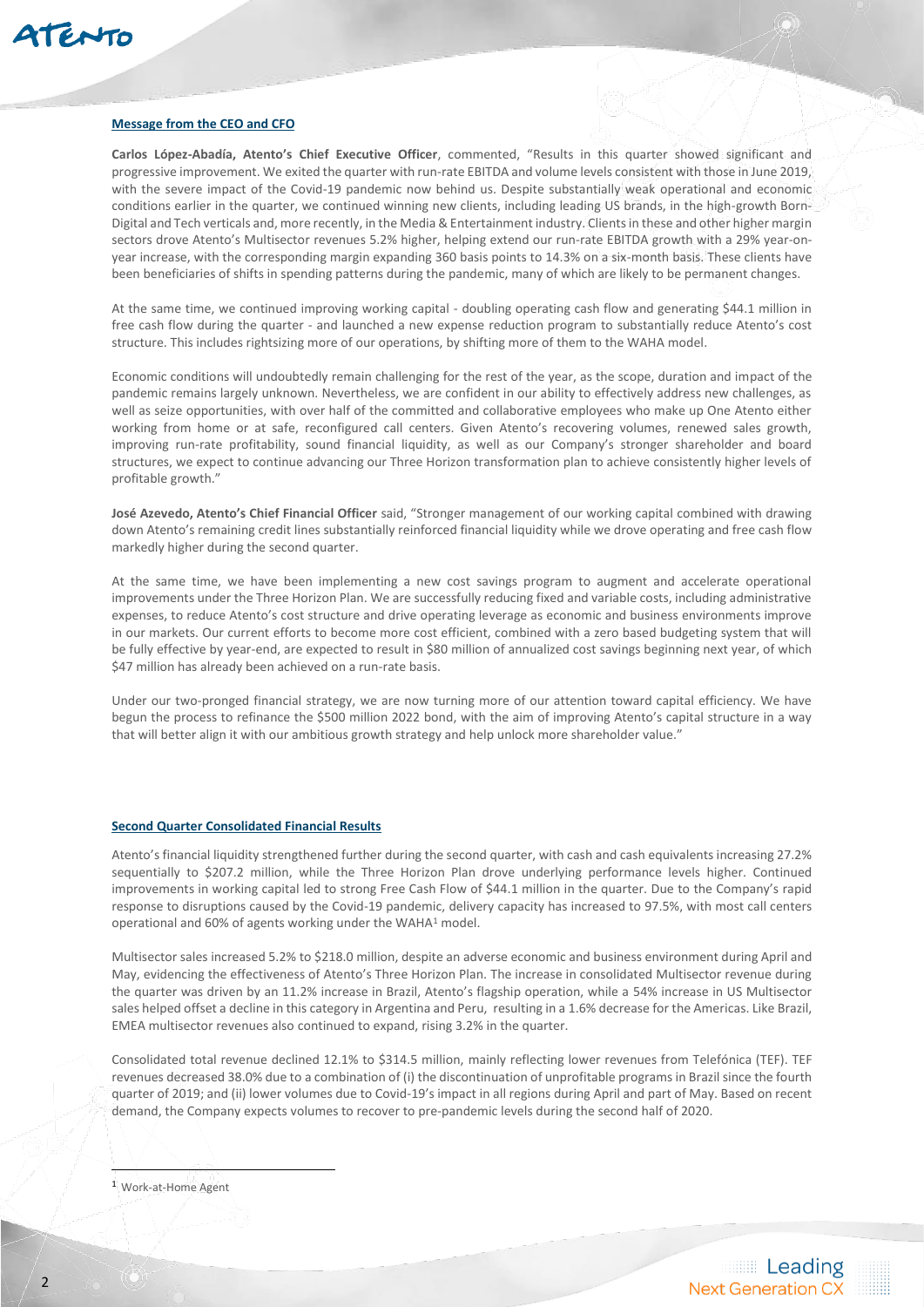## Message from the CEO and CFO

**Carlos López-Abadía, Atento's Chief Executive Officer**, commented, "Results in this quarter showed significant and progressive improvement. We exited the quarter with run-rate EBITDA and volume levels consistent with those in June 2019, with the severe impact of the Covid-19 pandemic now behind us. Despite substantially weak operational and economic conditions earlier in the quarter, we continued winning new clients, including leading US brands, in the high-growth Born-Digital and Tech verticals and, more recently, in the Media & Entertainment industry. Clients in these and other higher margin sectors drove Atento's Multisector revenues 5.2% higher, helping extend our run-rate EBITDA growth with a 29% year-on-year increase, with the corresponding margin expanding 360 basis points to 14.3% on a six-month basis. These clients have been beneficiaries of shifts in spending patterns during the pandemic, many of which are likely to be permanent changes.

At the same time, we continued improving working capital - doubling operating cash flow and generating $44.1 million in free cash flow during the quarter - and launched a new expense reduction program to substantially reduce Atento's cost structure. This includes rightsizing more of our operations, by shifting more of them to the WAHA model.

Economic conditions will undoubtedly remain challenging for the rest of the year, as the scope, duration and impact of the pandemic remains largely unknown. Nevertheless, we are confident in our ability to effectively address new challenges, as well as seize opportunities, with over half of the committed and collaborative employees who make up One Atento either working from home or at safe, reconfigured call centers. Given Atento's recovering volumes, renewed sales growth, improving run-rate profitability, sound financial liquidity, as well as our Company's stronger shareholder and board structures, we expect to continue advancing our Three Horizon transformation plan to achieve consistently higher levels of profitable growth."

**José Azevedo, Atento's Chief Financial Officer** said, "Stronger management of our working capital combined with drawing down Atento's remaining credit lines substantially reinforced financial liquidity while we drove operating and free cash flow markedly higher during the second quarter.

At the same time, we have been implementing a new cost savings program to augment and accelerate operational improvements under the Three Horizon Plan. We are successfully reducing fixed and variable costs, including administrative expenses, to reduce Atento's cost structure and drive operating leverage as economic and business environments improve in our markets. Our current efforts to become more cost efficient, combined with a zero based budgeting system that will be fully effective by year-end, are expected to result in $80 million of annualized cost savings beginning next year, of which $47 million has already been achieved on a run-rate basis.

Under our two-pronged financial strategy, we are now turning more of our attention toward capital efficiency. We have begun the process to refinance the $500 million 2022 bond, with the aim of improving Atento's capital structure in a way that will better align it with our ambitious growth strategy and help unlock more shareholder value."

## Second Quarter Consolidated Financial Results

Atento's financial liquidity strengthened further during the second quarter, with cash and cash equivalents increasing 27.2% sequentially to $207.2 million, while the Three Horizon Plan drove underlying performance levels higher. Continued improvements in working capital led to strong Free Cash Flow of $44.1 million in the quarter. Due to the Company's rapid response to disruptions caused by the Covid-19 pandemic, delivery capacity has increased to 97.5%, with most call centers operational and 60% of agents working under the WAHA[1] model.

Multisector sales increased 5.2% to $218.0 million, despite an adverse economic and business environment during April and May, evidencing the effectiveness of Atento's Three Horizon Plan. The increase in consolidated Multisector revenue during the quarter was driven by an 11.2% increase in Brazil, Atento's flagship operation, while a 54% increase in US Multisector sales helped offset a decline in this category in Argentina and Peru, resulting in a 1.6% decrease for the Americas. Like Brazil, EMEA multisector revenues also continued to expand, rising 3.2% in the quarter.

Consolidated total revenue declined 12.1% to $314.5 million, mainly reflecting lower revenues from Telefónica (TEF). TEF revenues decreased 38.0% due to a combination of (i) the discontinuation of unprofitable programs in Brazil since the fourth quarter of 2019; and (ii) lower volumes due to Covid-19's impact in all regions during April and part of May. Based on recent demand, the Company expects volumes to recover to pre-pandemic levels during the second half of 2020.

[1] Work-at-Home Agent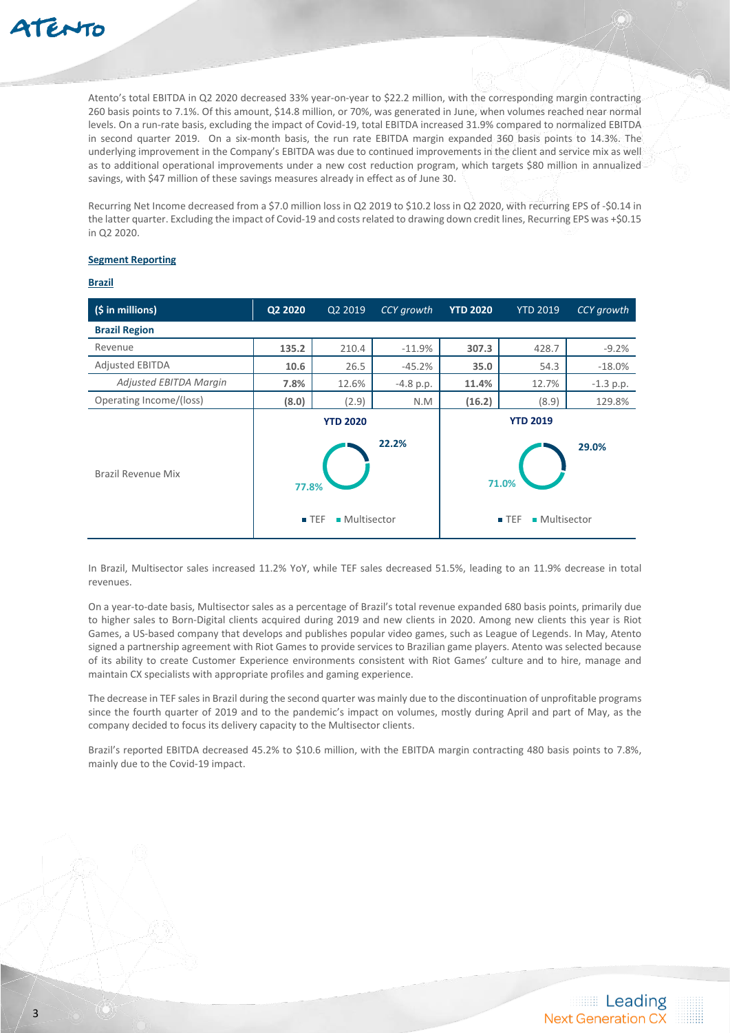Atento's total EBITDA in Q2 2020 decreased 33% year-on-year to $22.2 million, with the corresponding margin contracting 260 basis points to 7.1%. Of this amount, $14.8 million, or 70%, was generated in June, when volumes reached near normal levels. On a run-rate basis, excluding the impact of Covid-19, total EBITDA increased 31.9% compared to normalized EBITDA in second quarter 2019. On a six-month basis, the run rate EBITDA margin expanded 360 basis points to 14.3%. The underlying improvement in the Company's EBITDA was due to continued improvements in the client and service mix as well as to additional operational improvements under a new cost reduction program, which targets $80 million in annualized savings, with $47 million of these savings measures already in effect as of June 30.

Recurring Net Income decreased from a $7.0 million loss in Q2 2019 to $10.2 loss in Q2 2020, with recurring EPS of -$0.14 in the latter quarter. Excluding the impact of Covid-19 and costs related to drawing down credit lines, Recurring EPS was +$0.15 in Q2 2020.

## Segment Reporting

### Brazil

| ($ in millions) | Q2 2020 | Q2 2019 | CCY growth | YTD 2020 | YTD 2019 | CCY growth |
|---|---|---|---|---|---|---|
| **Brazil Region** | | | | | | |
| Revenue | **135.2** | 210.4 | -11.9% | **307.3** | 428.7 | -9.2% |
| Adjusted EBITDA | **10.6** | 26.5 | -45.2% | **35.0** | 54.3 | -18.0% |
| *Adjusted EBITDA Margin* | **7.8%** | 12.6% | -4.8 p.p. | **11.4%** | 12.7% | -1.3 p.p. |
| Operating Income/(loss) | **(8.0)** | (2.9) | N.M | **(16.2)** | (8.9) | 129.8% |
| Brazil Revenue Mix | **YTD 2020**: TEF 22.2%, Multisector 77.8% | | | **YTD 2019**: TEF 29.0%, Multisector 71.0% | | |

In Brazil, Multisector sales increased 11.2% YoY, while TEF sales decreased 51.5%, leading to an 11.9% decrease in total revenues.

On a year-to-date basis, Multisector sales as a percentage of Brazil's total revenue expanded 680 basis points, primarily due to higher sales to Born-Digital clients acquired during 2019 and new clients in 2020. Among new clients this year is Riot Games, a US-based company that develops and publishes popular video games, such as League of Legends. In May, Atento signed a partnership agreement with Riot Games to provide services to Brazilian game players. Atento was selected because of its ability to create Customer Experience environments consistent with Riot Games' culture and to hire, manage and maintain CX specialists with appropriate profiles and gaming experience.

The decrease in TEF sales in Brazil during the second quarter was mainly due to the discontinuation of unprofitable programs since the fourth quarter of 2019 and to the pandemic's impact on volumes, mostly during April and part of May, as the company decided to focus its delivery capacity to the Multisector clients.

Brazil's reported EBITDA decreased 45.2% to $10.6 million, with the EBITDA margin contracting 480 basis points to 7.8%, mainly due to the Covid-19 impact.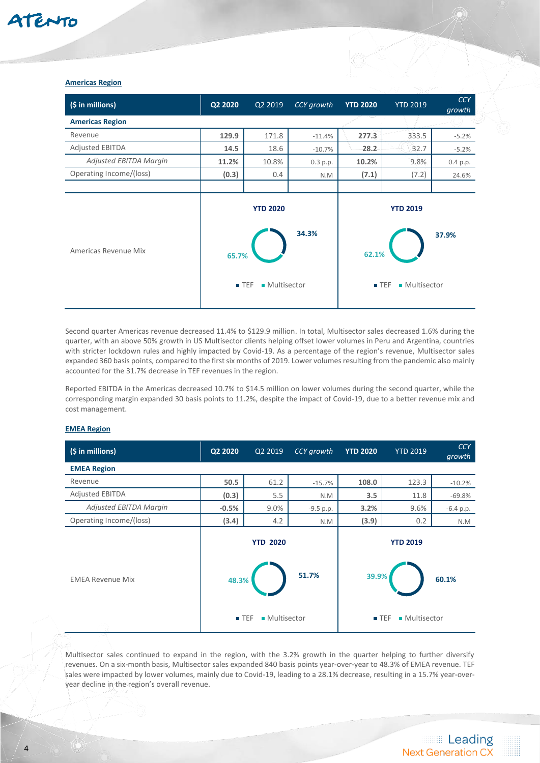**Americas Region**

| ($ in millions) | Q2 2020 | Q2 2019 | CCY growth | YTD 2020 | YTD 2019 | CCY growth |
|---|---|---|---|---|---|---|
| **Americas Region** | | | | | | |
| Revenue | **129.9** | 171.8 | -11.4% | **277.3** | 333.5 | -5.2% |
| Adjusted EBITDA | **14.5** | 18.6 | -10.7% | **28.2** | 32.7 | -5.2% |
| *Adjusted EBITDA Margin* | **11.2%** | 10.8% | 0.3 p.p. | **10.2%** | 9.8% | 0.4 p.p. |
| Operating Income/(loss) | **(0.3)** | 0.4 | N.M | **(7.1)** | (7.2) | 24.6% |

Americas Revenue Mix

| | YTD 2020 | YTD 2019 |
|---|---|---|
| TEF | 65.7% | 62.1% |
| Multisector | 34.3% | 37.9% |

Second quarter Americas revenue decreased 11.4% to $129.9 million. In total, Multisector sales decreased 1.6% during the quarter, with an above 50% growth in US Multisector clients helping offset lower volumes in Peru and Argentina, countries with stricter lockdown rules and highly impacted by Covid-19. As a percentage of the region's revenue, Multisector sales expanded 360 basis points, compared to the first six months of 2019. Lower volumes resulting from the pandemic also mainly accounted for the 31.7% decrease in TEF revenues in the region.

Reported EBITDA in the Americas decreased 10.7% to $14.5 million on lower volumes during the second quarter, while the corresponding margin expanded 30 basis points to 11.2%, despite the impact of Covid-19, due to a better revenue mix and cost management.

**EMEA Region**

| ($ in millions) | Q2 2020 | Q2 2019 | CCY growth | YTD 2020 | YTD 2019 | CCY growth |
|---|---|---|---|---|---|---|
| **EMEA Region** | | | | | | |
| Revenue | **50.5** | 61.2 | -15.7% | **108.0** | 123.3 | -10.2% |
| Adjusted EBITDA | **(0.3)** | 5.5 | N.M | **3.5** | 11.8 | -69.8% |
| *Adjusted EBITDA Margin* | **-0.5%** | 9.0% | -9.5 p.p. | **3.2%** | 9.6% | -6.4 p.p. |
| Operating Income/(loss) | **(3.4)** | 4.2 | N.M | **(3.9)** | 0.2 | N.M |

EMEA Revenue Mix

| | YTD 2020 | YTD 2019 |
|---|---|---|
| TEF | 51.7% | 60.1% |
| Multisector | 48.3% | 39.9% |

Multisector sales continued to expand in the region, with the 3.2% growth in the quarter helping to further diversify revenues. On a six-month basis, Multisector sales expanded 840 basis points year-over-year to 48.3% of EMEA revenue. TEF sales were impacted by lower volumes, mainly due to Covid-19, leading to a 28.1% decrease, resulting in a 15.7% year-over-year decline in the region's overall revenue.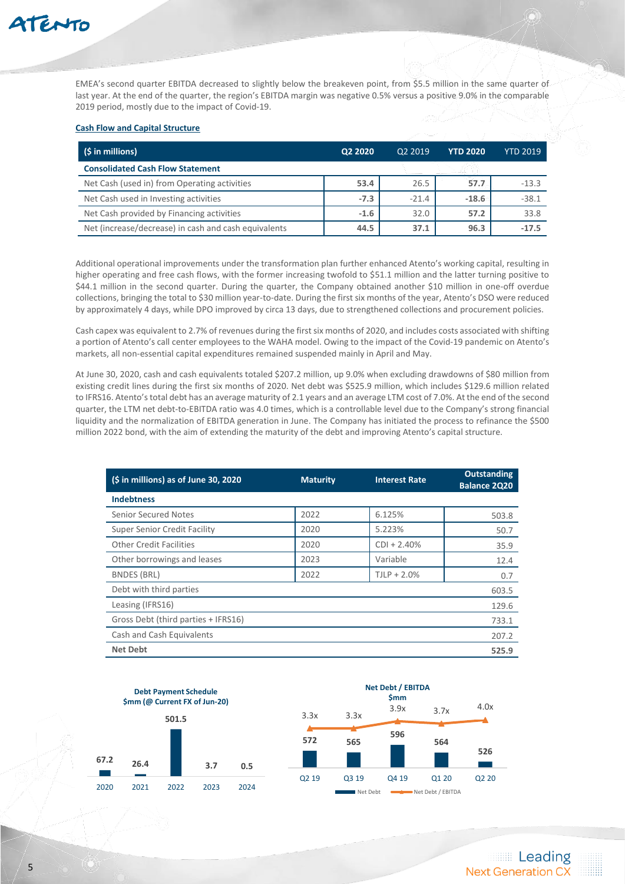EMEA's second quarter EBITDA decreased to slightly below the breakeven point, from $5.5 million in the same quarter of last year. At the end of the quarter, the region's EBITDA margin was negative 0.5% versus a positive 9.0% in the comparable 2019 period, mostly due to the impact of Covid-19.

**Cash Flow and Capital Structure**

| ($ in millions) | Q2 2020 | Q2 2019 | YTD 2020 | YTD 2019 |
|---|---|---|---|---|
| **Consolidated Cash Flow Statement** | | | | |
| Net Cash (used in) from Operating activities | **53.4** | 26.5 | **57.7** | -13.3 |
| Net Cash used in Investing activities | **-7.3** | -21.4 | **-18.6** | -38.1 |
| Net Cash provided by Financing activities | **-1.6** | 32.0 | **57.2** | 33.8 |
| Net (increase/decrease) in cash and cash equivalents | **44.5** | **37.1** | **96.3** | **-17.5** |

Additional operational improvements under the transformation plan further enhanced Atento's working capital, resulting in higher operating and free cash flows, with the former increasing twofold to $51.1 million and the latter turning positive to $44.1 million in the second quarter. During the quarter, the Company obtained another $10 million in one-off overdue collections, bringing the total to $30 million year-to-date. During the first six months of the year, Atento's DSO were reduced by approximately 4 days, while DPO improved by circa 13 days, due to strengthened collections and procurement policies.

Cash capex was equivalent to 2.7% of revenues during the first six months of 2020, and includes costs associated with shifting a portion of Atento's call center employees to the WAHA model. Owing to the impact of the Covid-19 pandemic on Atento's markets, all non-essential capital expenditures remained suspended mainly in April and May.

At June 30, 2020, cash and cash equivalents totaled $207.2 million, up 9.0% when excluding drawdowns of $80 million from existing credit lines during the first six months of 2020. Net debt was $525.9 million, which includes $129.6 million related to IFRS16. Atento's total debt has an average maturity of 2.1 years and an average LTM cost of 7.0%. At the end of the second quarter, the LTM net debt-to-EBITDA ratio was 4.0 times, which is a controllable level due to the Company's strong financial liquidity and the normalization of EBITDA generation in June. The Company has initiated the process to refinance the $500 million 2022 bond, with the aim of extending the maturity of the debt and improving Atento's capital structure.

| ($ in millions) as of June 30, 2020 | Maturity | Interest Rate | Outstanding Balance 2Q20 |
|---|---|---|---|
| **Indebtness** | | | |
| Senior Secured Notes | 2022 | 6.125% | 503.8 |
| Super Senior Credit Facility | 2020 | 5.223% | 50.7 |
| Other Credit Facilities | 2020 | CDI + 2.40% | 35.9 |
| Other borrowings and leases | 2023 | Variable | 12.4 |
| BNDES (BRL) | 2022 | TJLP + 2.0% | 0.7 |
| Debt with third parties | | | 603.5 |
| Leasing (IFRS16) | | | 129.6 |
| Gross Debt (third parties + IFRS16) | | | 733.1 |
| Cash and Cash Equivalents | | | 207.2 |
| **Net Debt** | | | **525.9** |

**Debt Payment Schedule**
**$mm (@ Current FX of Jun-20)**

| 2020 | 2021 | 2022 | 2023 | 2024 |
|---|---|---|---|---|
| 67.2 | 26.4 | 501.5 | 3.7 | 0.5 |

**Net Debt / EBITDA**
**$mm**

| | Q2 19 | Q3 19 | Q4 19 | Q1 20 | Q2 20 |
|---|---|---|---|---|---|
| Net Debt | 572 | 565 | 596 | 564 | 526 |
| Net Debt / EBITDA | 3.3x | 3.3x | 3.9x | 3.7x | 4.0x |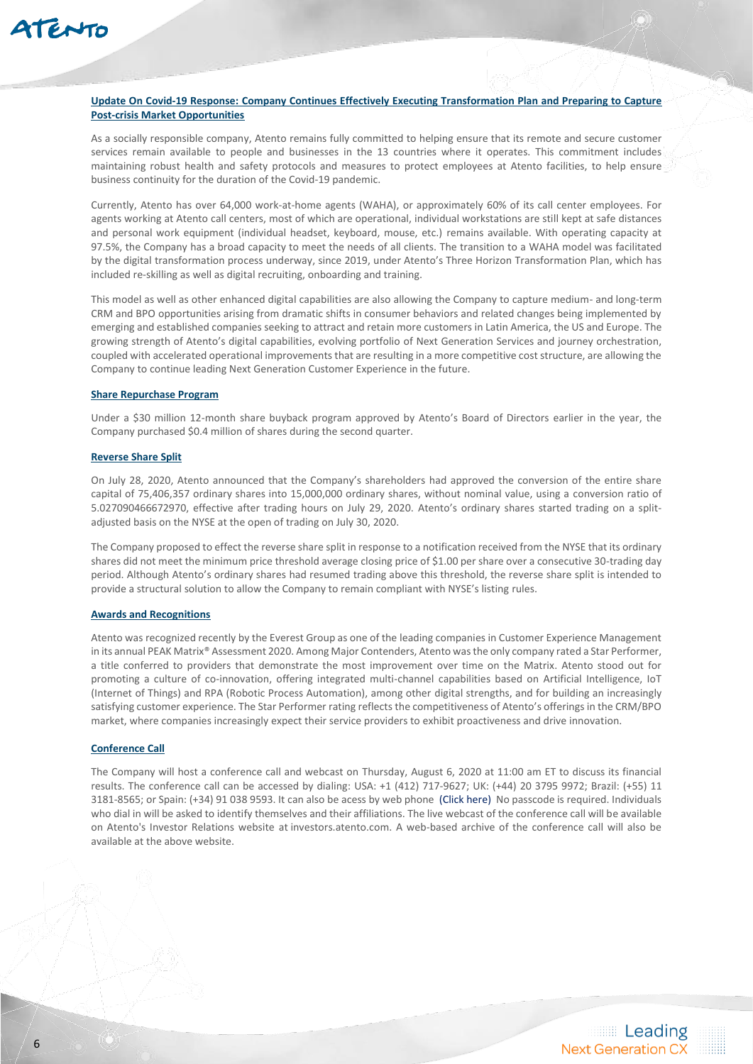## Update On Covid-19 Response: Company Continues Effectively Executing Transformation Plan and Preparing to Capture Post-crisis Market Opportunities

As a socially responsible company, Atento remains fully committed to helping ensure that its remote and secure customer services remain available to people and businesses in the 13 countries where it operates. This commitment includes maintaining robust health and safety protocols and measures to protect employees at Atento facilities, to help ensure business continuity for the duration of the Covid-19 pandemic.

Currently, Atento has over 64,000 work-at-home agents (WAHA), or approximately 60% of its call center employees. For agents working at Atento call centers, most of which are operational, individual workstations are still kept at safe distances and personal work equipment (individual headset, keyboard, mouse, etc.) remains available. With operating capacity at 97.5%, the Company has a broad capacity to meet the needs of all clients. The transition to a WAHA model was facilitated by the digital transformation process underway, since 2019, under Atento's Three Horizon Transformation Plan, which has included re-skilling as well as digital recruiting, onboarding and training.

This model as well as other enhanced digital capabilities are also allowing the Company to capture medium- and long-term CRM and BPO opportunities arising from dramatic shifts in consumer behaviors and related changes being implemented by emerging and established companies seeking to attract and retain more customers in Latin America, the US and Europe. The growing strength of Atento's digital capabilities, evolving portfolio of Next Generation Services and journey orchestration, coupled with accelerated operational improvements that are resulting in a more competitive cost structure, are allowing the Company to continue leading Next Generation Customer Experience in the future.

## Share Repurchase Program

Under a $30 million 12-month share buyback program approved by Atento's Board of Directors earlier in the year, the Company purchased $0.4 million of shares during the second quarter.

## Reverse Share Split

On July 28, 2020, Atento announced that the Company's shareholders had approved the conversion of the entire share capital of 75,406,357 ordinary shares into 15,000,000 ordinary shares, without nominal value, using a conversion ratio of 5.027090466672970, effective after trading hours on July 29, 2020. Atento's ordinary shares started trading on a split-adjusted basis on the NYSE at the open of trading on July 30, 2020.

The Company proposed to effect the reverse share split in response to a notification received from the NYSE that its ordinary shares did not meet the minimum price threshold average closing price of $1.00 per share over a consecutive 30-trading day period. Although Atento's ordinary shares had resumed trading above this threshold, the reverse share split is intended to provide a structural solution to allow the Company to remain compliant with NYSE's listing rules.

## Awards and Recognitions

Atento was recognized recently by the Everest Group as one of the leading companies in Customer Experience Management in its annual PEAK Matrix® Assessment 2020. Among Major Contenders, Atento was the only company rated a Star Performer, a title conferred to providers that demonstrate the most improvement over time on the Matrix. Atento stood out for promoting a culture of co-innovation, offering integrated multi-channel capabilities based on Artificial Intelligence, IoT (Internet of Things) and RPA (Robotic Process Automation), among other digital strengths, and for building an increasingly satisfying customer experience. The Star Performer rating reflects the competitiveness of Atento's offerings in the CRM/BPO market, where companies increasingly expect their service providers to exhibit proactiveness and drive innovation.

## Conference Call

The Company will host a conference call and webcast on Thursday, August 6, 2020 at 11:00 am ET to discuss its financial results. The conference call can be accessed by dialing: USA: +1 (412) 717-9627; UK: (+44) 20 3795 9972; Brazil: (+55) 11 3181-8565; or Spain: (+34) 91 038 9593. It can also be acess by web phone (Click here) No passcode is required. Individuals who dial in will be asked to identify themselves and their affiliations. The live webcast of the conference call will be available on Atento's Investor Relations website at investors.atento.com. A web-based archive of the conference call will also be available at the above website.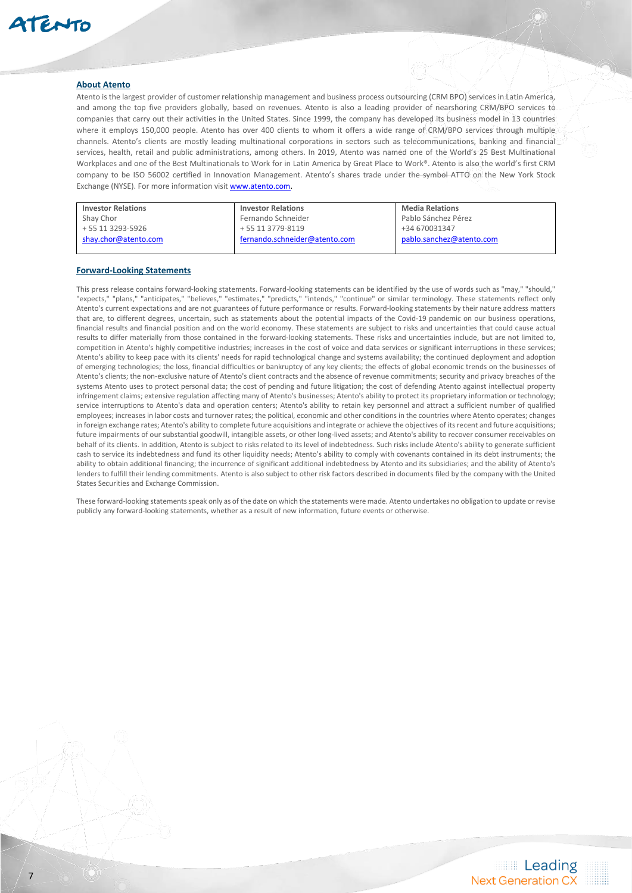## About Atento

Atento is the largest provider of customer relationship management and business process outsourcing (CRM BPO) services in Latin America, and among the top five providers globally, based on revenues. Atento is also a leading provider of nearshoring CRM/BPO services to companies that carry out their activities in the United States. Since 1999, the company has developed its business model in 13 countries where it employs 150,000 people. Atento has over 400 clients to whom it offers a wide range of CRM/BPO services through multiple channels. Atento's clients are mostly leading multinational corporations in sectors such as telecommunications, banking and financial services, health, retail and public administrations, among others. In 2019, Atento was named one of the World's 25 Best Multinational Workplaces and one of the Best Multinationals to Work for in Latin America by Great Place to Work®. Atento is also the world's first CRM company to be ISO 56002 certified in Innovation Management. Atento's shares trade under the symbol ATTO on the New York Stock Exchange (NYSE). For more information visit www.atento.com.

| Investor Relations | Investor Relations | Media Relations |
|---|---|---|
| Shay Chor | Fernando Schneider | Pablo Sánchez Pérez |
| + 55 11 3293-5926 | + 55 11 3779-8119 | +34 670031347 |
| shay.chor@atento.com | fernando.schneider@atento.com | pablo.sanchez@atento.com |

## Forward-Looking Statements

This press release contains forward-looking statements. Forward-looking statements can be identified by the use of words such as "may," "should," "expects," "plans," "anticipates," "believes," "estimates," "predicts," "intends," "continue" or similar terminology. These statements reflect only Atento's current expectations and are not guarantees of future performance or results. Forward-looking statements by their nature address matters that are, to different degrees, uncertain, such as statements about the potential impacts of the Covid-19 pandemic on our business operations, financial results and financial position and on the world economy. These statements are subject to risks and uncertainties that could cause actual results to differ materially from those contained in the forward-looking statements. These risks and uncertainties include, but are not limited to, competition in Atento's highly competitive industries; increases in the cost of voice and data services or significant interruptions in these services; Atento's ability to keep pace with its clients' needs for rapid technological change and systems availability; the continued deployment and adoption of emerging technologies; the loss, financial difficulties or bankruptcy of any key clients; the effects of global economic trends on the businesses of Atento's clients; the non-exclusive nature of Atento's client contracts and the absence of revenue commitments; security and privacy breaches of the systems Atento uses to protect personal data; the cost of pending and future litigation; the cost of defending Atento against intellectual property infringement claims; extensive regulation affecting many of Atento's businesses; Atento's ability to protect its proprietary information or technology; service interruptions to Atento's data and operation centers; Atento's ability to retain key personnel and attract a sufficient number of qualified employees; increases in labor costs and turnover rates; the political, economic and other conditions in the countries where Atento operates; changes in foreign exchange rates; Atento's ability to complete future acquisitions and integrate or achieve the objectives of its recent and future acquisitions; future impairments of our substantial goodwill, intangible assets, or other long-lived assets; and Atento's ability to recover consumer receivables on behalf of its clients. In addition, Atento is subject to risks related to its level of indebtedness. Such risks include Atento's ability to generate sufficient cash to service its indebtedness and fund its other liquidity needs; Atento's ability to comply with covenants contained in its debt instruments; the ability to obtain additional financing; the incurrence of significant additional indebtedness by Atento and its subsidiaries; and the ability of Atento's lenders to fulfill their lending commitments. Atento is also subject to other risk factors described in documents filed by the company with the United States Securities and Exchange Commission.

These forward-looking statements speak only as of the date on which the statements were made. Atento undertakes no obligation to update or revise publicly any forward-looking statements, whether as a result of new information, future events or otherwise.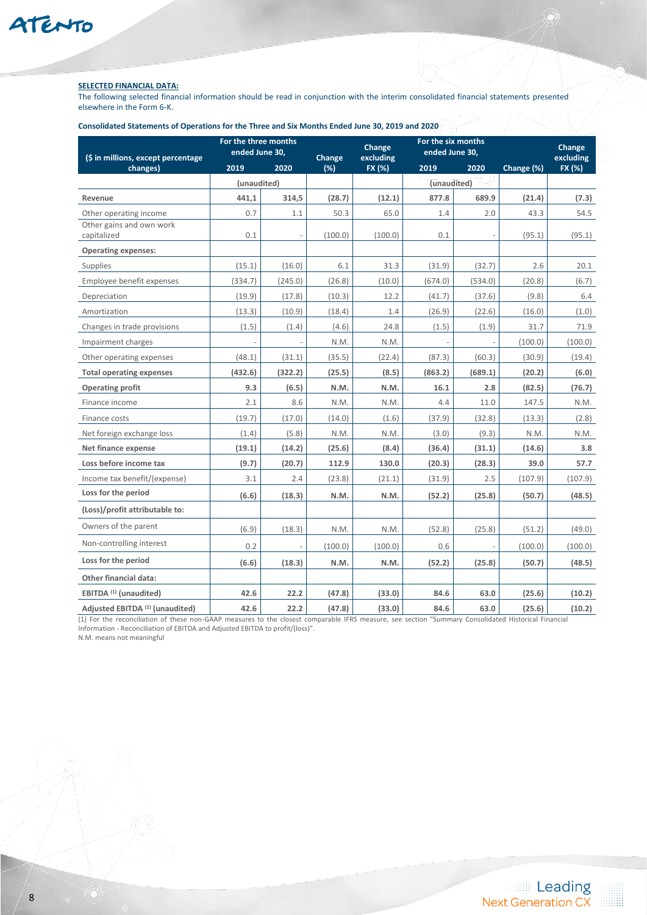**SELECTED FINANCIAL DATA:**

The following selected financial information should be read in conjunction with the interim consolidated financial statements presented elsewhere in the Form 6-K.

**Consolidated Statements of Operations for the Three and Six Months Ended June 30, 2019 and 2020**

| ($ in millions, except percentage changes) | For the three months ended June 30, | | Change (%) | Change excluding FX (%) | For the six months ended June 30, | | Change (%) | Change excluding FX (%) |
|---|---|---|---|---|---|---|---|---|
| | 2019 | 2020 | | | 2019 | 2020 | | |
| | (unaudited) | | | | (unaudited) | | | |
| **Revenue** | **441,1** | **314,5** | **(28.7)** | **(12.1)** | **877.8** | **689.9** | **(21.4)** | **(7.3)** |
| Other operating income | 0.7 | 1.1 | 50.3 | 65.0 | 1.4 | 2.0 | 43.3 | 54.5 |
| Other gains and own work capitalized | 0.1 | - | (100.0) | (100.0) | 0.1 | - | (95.1) | (95.1) |
| **Operating expenses:** | | | | | | | | |
| Supplies | (15.1) | (16.0) | 6.1 | 31.3 | (31.9) | (32.7) | 2.6 | 20.1 |
| Employee benefit expenses | (334.7) | (245.0) | (26.8) | (10.0) | (674.0) | (534.0) | (20.8) | (6.7) |
| Depreciation | (19.9) | (17.8) | (10.3) | 12.2 | (41.7) | (37.6) | (9.8) | 6.4 |
| Amortization | (13.3) | (10.9) | (18.4) | 1.4 | (26.9) | (22.6) | (16.0) | (1.0) |
| Changes in trade provisions | (1.5) | (1.4) | (4.6) | 24.8 | (1.5) | (1.9) | 31.7 | 71.9 |
| Impairment charges | - | - | N.M. | N.M. | - | - | (100.0) | (100.0) |
| Other operating expenses | (48.1) | (31.1) | (35.5) | (22.4) | (87.3) | (60.3) | (30.9) | (19.4) |
| **Total operating expenses** | **(432.6)** | **(322.2)** | **(25.5)** | **(8.5)** | **(863.2)** | **(689.1)** | **(20.2)** | **(6.0)** |
| **Operating profit** | **9.3** | **(6.5)** | **N.M.** | **N.M.** | **16.1** | **2.8** | **(82.5)** | **(76.7)** |
| Finance income | 2.1 | 8.6 | N.M. | N.M. | 4.4 | 11.0 | 147.5 | N.M. |
| Finance costs | (19.7) | (17.0) | (14.0) | (1.6) | (37.9) | (32.8) | (13.3) | (2.8) |
| Net foreign exchange loss | (1.4) | (5.8) | N.M. | N.M. | (3.0) | (9.3) | N.M. | N.M. |
| **Net finance expense** | **(19.1)** | **(14.2)** | **(25.6)** | **(8.4)** | **(36.4)** | **(31.1)** | **(14.6)** | **3.8** |
| **Loss before income tax** | **(9.7)** | **(20.7)** | **112.9** | **130.0** | **(20.3)** | **(28.3)** | **39.0** | **57.7** |
| Income tax benefit/(expense) | 3.1 | 2.4 | (23.8) | (21.1) | (31.9) | 2.5 | (107.9) | (107.9) |
| **Loss for the period** | **(6.6)** | **(18.3)** | **N.M.** | **N.M.** | **(52.2)** | **(25.8)** | **(50.7)** | **(48.5)** |
| **(Loss)/profit attributable to:** | | | | | | | | |
| Owners of the parent | (6.9) | (18.3) | N.M. | N.M. | (52.8) | (25.8) | (51.2) | (49.0) |
| Non-controlling interest | 0.2 | - | (100.0) | (100.0) | 0.6 | - | (100.0) | (100.0) |
| **Loss for the period** | **(6.6)** | **(18.3)** | **N.M.** | **N.M.** | **(52.2)** | **(25.8)** | **(50.7)** | **(48.5)** |
| **Other financial data:** | | | | | | | | |
| **EBITDA [(1)] (unaudited)** | **42.6** | **22.2** | **(47.8)** | **(33.0)** | **84.6** | **63.0** | **(25.6)** | **(10.2)** |
| **Adjusted EBITDA [(1)] (unaudited)** | **42.6** | **22.2** | **(47.8)** | **(33.0)** | **84.6** | **63.0** | **(25.6)** | **(10.2)** |

(1) For the reconciliation of these non-GAAP measures to the closest comparable IFRS measure, see section "Summary Consolidated Historical Financial Information - Reconciliation of EBITDA and Adjusted EBITDA to profit/(loss)".

N.M. means not meaningful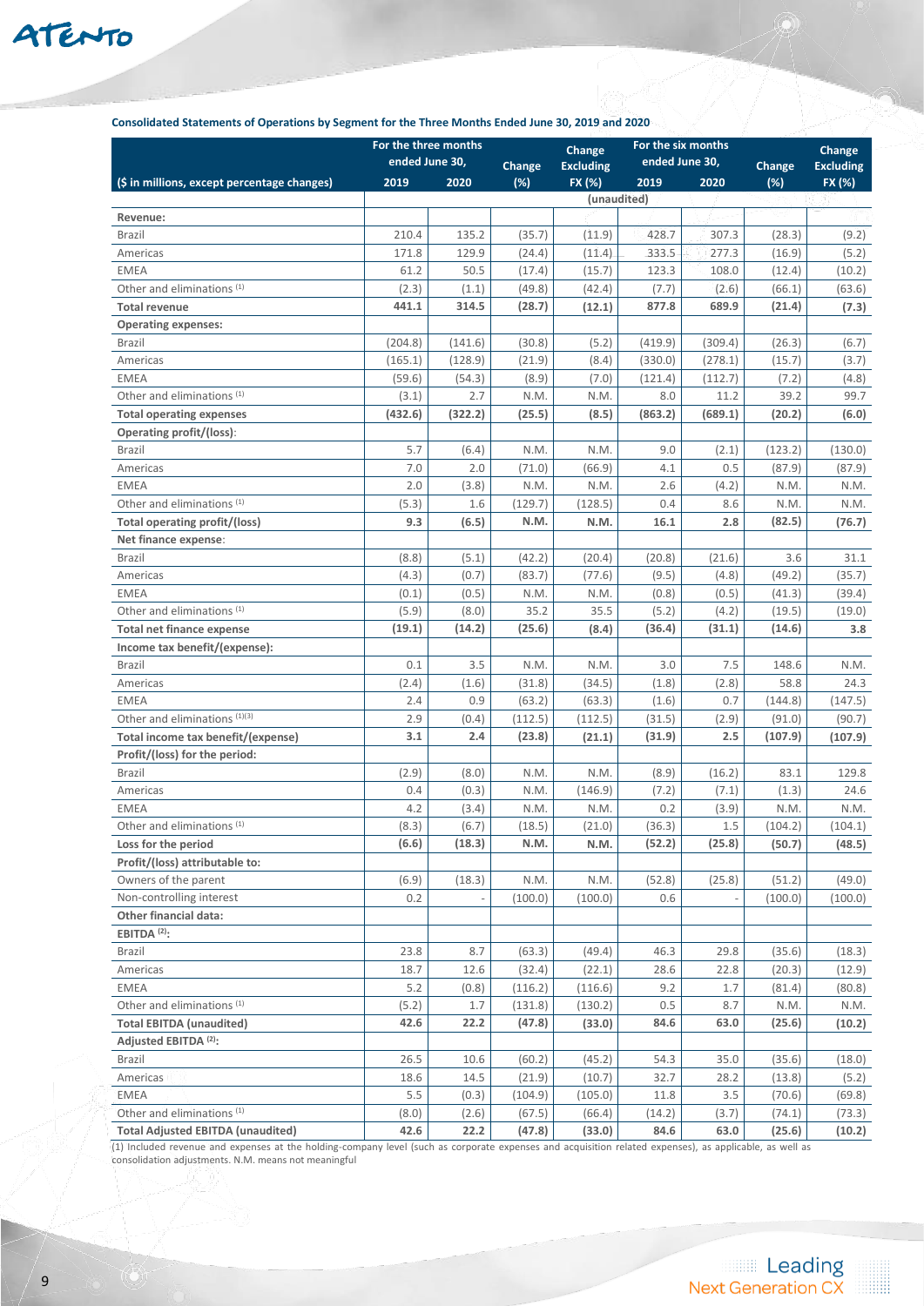**Consolidated Statements of Operations by Segment for the Three Months Ended June 30, 2019 and 2020**

| ($ in millions, except percentage changes) | For the three months ended June 30, 2019 | For the three months ended June 30, 2020 | Change (%) | Change Excluding FX (%) | For the six months ended June 30, 2019 | For the six months ended June 30, 2020 | Change (%) | Change Excluding FX (%) |
|---|---|---|---|---|---|---|---|---|
| | | | | (unaudited) | | | | |
| **Revenue:** | | | | | | | | |
| Brazil | 210.4 | 135.2 | (35.7) | (11.9) | 428.7 | 307.3 | (28.3) | (9.2) |
| Americas | 171.8 | 129.9 | (24.4) | (11.4) | 333.5 | 277.3 | (16.9) | (5.2) |
| EMEA | 61.2 | 50.5 | (17.4) | (15.7) | 123.3 | 108.0 | (12.4) | (10.2) |
| Other and eliminations (1) | (2.3) | (1.1) | (49.8) | (42.4) | (7.7) | (2.6) | (66.1) | (63.6) |
| **Total revenue** | **441.1** | **314.5** | **(28.7)** | **(12.1)** | **877.8** | **689.9** | **(21.4)** | **(7.3)** |
| **Operating expenses:** | | | | | | | | |
| Brazil | (204.8) | (141.6) | (30.8) | (5.2) | (419.9) | (309.4) | (26.3) | (6.7) |
| Americas | (165.1) | (128.9) | (21.9) | (8.4) | (330.0) | (278.1) | (15.7) | (3.7) |
| EMEA | (59.6) | (54.3) | (8.9) | (7.0) | (121.4) | (112.7) | (7.2) | (4.8) |
| Other and eliminations (1) | (3.1) | 2.7 | N.M. | N.M. | 8.0 | 11.2 | 39.2 | 99.7 |
| **Total operating expenses** | **(432.6)** | **(322.2)** | **(25.5)** | **(8.5)** | **(863.2)** | **(689.1)** | **(20.2)** | **(6.0)** |
| **Operating profit/(loss)**: | | | | | | | | |
| Brazil | 5.7 | (6.4) | N.M. | N.M. | 9.0 | (2.1) | (123.2) | (130.0) |
| Americas | 7.0 | 2.0 | (71.0) | (66.9) | 4.1 | 0.5 | (87.9) | (87.9) |
| EMEA | 2.0 | (3.8) | N.M. | N.M. | 2.6 | (4.2) | N.M. | N.M. |
| Other and eliminations (1) | (5.3) | 1.6 | (129.7) | (128.5) | 0.4 | 8.6 | N.M. | N.M. |
| **Total operating profit/(loss)** | **9.3** | **(6.5)** | **N.M.** | **N.M.** | **16.1** | **2.8** | **(82.5)** | **(76.7)** |
| **Net finance expense**: | | | | | | | | |
| Brazil | (8.8) | (5.1) | (42.2) | (20.4) | (20.8) | (21.6) | 3.6 | 31.1 |
| Americas | (4.3) | (0.7) | (83.7) | (77.6) | (9.5) | (4.8) | (49.2) | (35.7) |
| EMEA | (0.1) | (0.5) | N.M. | N.M. | (0.8) | (0.5) | (41.3) | (39.4) |
| Other and eliminations (1) | (5.9) | (8.0) | 35.2 | 35.5 | (5.2) | (4.2) | (19.5) | (19.0) |
| **Total net finance expense** | **(19.1)** | **(14.2)** | **(25.6)** | **(8.4)** | **(36.4)** | **(31.1)** | **(14.6)** | **3.8** |
| **Income tax benefit/(expense):** | | | | | | | | |
| Brazil | 0.1 | 3.5 | N.M. | N.M. | 3.0 | 7.5 | 148.6 | N.M. |
| Americas | (2.4) | (1.6) | (31.8) | (34.5) | (1.8) | (2.8) | 58.8 | 24.3 |
| EMEA | 2.4 | 0.9 | (63.2) | (63.3) | (1.6) | 0.7 | (144.8) | (147.5) |
| Other and eliminations (1)(3) | 2.9 | (0.4) | (112.5) | (112.5) | (31.5) | (2.9) | (91.0) | (90.7) |
| **Total income tax benefit/(expense)** | **3.1** | **2.4** | **(23.8)** | **(21.1)** | **(31.9)** | **2.5** | **(107.9)** | **(107.9)** |
| **Profit/(loss) for the period:** | | | | | | | | |
| Brazil | (2.9) | (8.0) | N.M. | N.M. | (8.9) | (16.2) | 83.1 | 129.8 |
| Americas | 0.4 | (0.3) | N.M. | (146.9) | (7.2) | (7.1) | (1.3) | 24.6 |
| EMEA | 4.2 | (3.4) | N.M. | N.M. | 0.2 | (3.9) | N.M. | N.M. |
| Other and eliminations (1) | (8.3) | (6.7) | (18.5) | (21.0) | (36.3) | 1.5 | (104.2) | (104.1) |
| **Loss for the period** | **(6.6)** | **(18.3)** | **N.M.** | **N.M.** | **(52.2)** | **(25.8)** | **(50.7)** | **(48.5)** |
| **Profit/(loss) attributable to:** | | | | | | | | |
| Owners of the parent | (6.9) | (18.3) | N.M. | N.M. | (52.8) | (25.8) | (51.2) | (49.0) |
| Non-controlling interest | 0.2 | - | (100.0) | (100.0) | 0.6 | - | (100.0) | (100.0) |
| **Other financial data:** | | | | | | | | |
| **EBITDA (2):** | | | | | | | | |
| Brazil | 23.8 | 8.7 | (63.3) | (49.4) | 46.3 | 29.8 | (35.6) | (18.3) |
| Americas | 18.7 | 12.6 | (32.4) | (22.1) | 28.6 | 22.8 | (20.3) | (12.9) |
| EMEA | 5.2 | (0.8) | (116.2) | (116.6) | 9.2 | 1.7 | (81.4) | (80.8) |
| Other and eliminations (1) | (5.2) | 1.7 | (131.8) | (130.2) | 0.5 | 8.7 | N.M. | N.M. |
| **Total EBITDA (unaudited)** | **42.6** | **22.2** | **(47.8)** | **(33.0)** | **84.6** | **63.0** | **(25.6)** | **(10.2)** |
| **Adjusted EBITDA (2):** | | | | | | | | |
| Brazil | 26.5 | 10.6 | (60.2) | (45.2) | 54.3 | 35.0 | (35.6) | (18.0) |
| Americas | 18.6 | 14.5 | (21.9) | (10.7) | 32.7 | 28.2 | (13.8) | (5.2) |
| EMEA | 5.5 | (0.3) | (104.9) | (105.0) | 11.8 | 3.5 | (70.6) | (69.8) |
| Other and eliminations (1) | (8.0) | (2.6) | (67.5) | (66.4) | (14.2) | (3.7) | (74.1) | (73.3) |
| **Total Adjusted EBITDA (unaudited)** | **42.6** | **22.2** | **(47.8)** | **(33.0)** | **84.6** | **63.0** | **(25.6)** | **(10.2)** |

(1) Included revenue and expenses at the holding-company level (such as corporate expenses and acquisition related expenses), as applicable, as well as consolidation adjustments. N.M. means not meaningful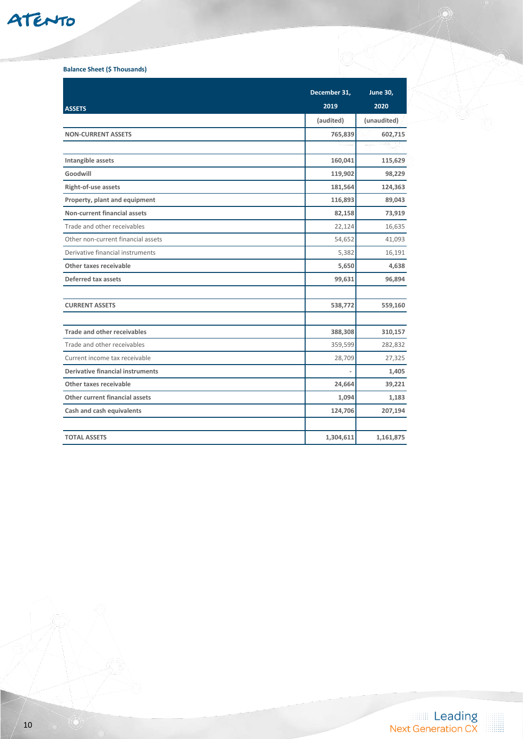**Balance Sheet ($ Thousands)**

| ASSETS | December 31, 2019 | June 30, 2020 |
|---|---|---|
| | (audited) | (unaudited) |
| **NON-CURRENT ASSETS** | **765,839** | **602,715** |
| | | |
| **Intangible assets** | **160,041** | **115,629** |
| **Goodwill** | **119,902** | **98,229** |
| **Right-of-use assets** | **181,564** | **124,363** |
| **Property, plant and equipment** | **116,893** | **89,043** |
| **Non-current financial assets** | **82,158** | **73,919** |
| Trade and other receivables | 22,124 | 16,635 |
| Other non-current financial assets | 54,652 | 41,093 |
| Derivative financial instruments | 5,382 | 16,191 |
| **Other taxes receivable** | **5,650** | **4,638** |
| **Deferred tax assets** | **99,631** | **96,894** |
| | | |
| **CURRENT ASSETS** | **538,772** | **559,160** |
| | | |
| **Trade and other receivables** | **388,308** | **310,157** |
| Trade and other receivables | 359,599 | 282,832 |
| Current income tax receivable | 28,709 | 27,325 |
| **Derivative financial instruments** | - | **1,405** |
| **Other taxes receivable** | **24,664** | **39,221** |
| **Other current financial assets** | **1,094** | **1,183** |
| **Cash and cash equivalents** | **124,706** | **207,194** |
| | | |
| **TOTAL ASSETS** | **1,304,611** | **1,161,875** |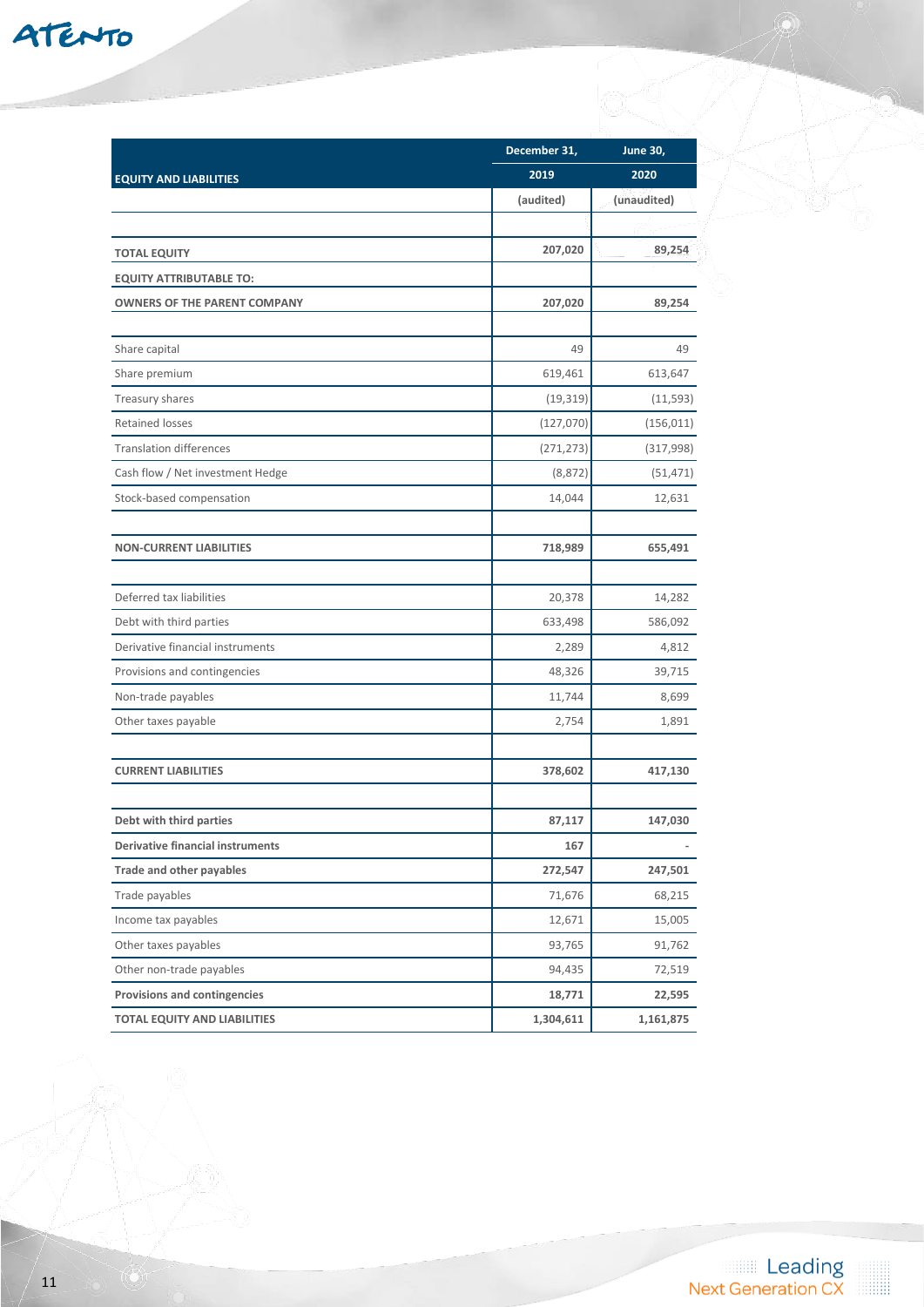| EQUITY AND LIABILITIES | December 31, 2019 | June 30, 2020 |
|---|---|---|
| | (audited) | (unaudited) |
| | | |
| **TOTAL EQUITY** | **207,020** | **89,254** |
| **EQUITY ATTRIBUTABLE TO:** | | |
| **OWNERS OF THE PARENT COMPANY** | **207,020** | **89,254** |
| | | |
| Share capital | 49 | 49 |
| Share premium | 619,461 | 613,647 |
| Treasury shares | (19,319) | (11,593) |
| Retained losses | (127,070) | (156,011) |
| Translation differences | (271,273) | (317,998) |
| Cash flow / Net investment Hedge | (8,872) | (51,471) |
| Stock-based compensation | 14,044 | 12,631 |
| | | |
| **NON-CURRENT LIABILITIES** | **718,989** | **655,491** |
| | | |
| Deferred tax liabilities | 20,378 | 14,282 |
| Debt with third parties | 633,498 | 586,092 |
| Derivative financial instruments | 2,289 | 4,812 |
| Provisions and contingencies | 48,326 | 39,715 |
| Non-trade payables | 11,744 | 8,699 |
| Other taxes payable | 2,754 | 1,891 |
| | | |
| **CURRENT LIABILITIES** | **378,602** | **417,130** |
| | | |
| **Debt with third parties** | **87,117** | **147,030** |
| **Derivative financial instruments** | **167** | **-** |
| **Trade and other payables** | **272,547** | **247,501** |
| Trade payables | 71,676 | 68,215 |
| Income tax payables | 12,671 | 15,005 |
| Other taxes payables | 93,765 | 91,762 |
| Other non-trade payables | 94,435 | 72,519 |
| **Provisions and contingencies** | **18,771** | **22,595** |
| **TOTAL EQUITY AND LIABILITIES** | **1,304,611** | **1,161,875** |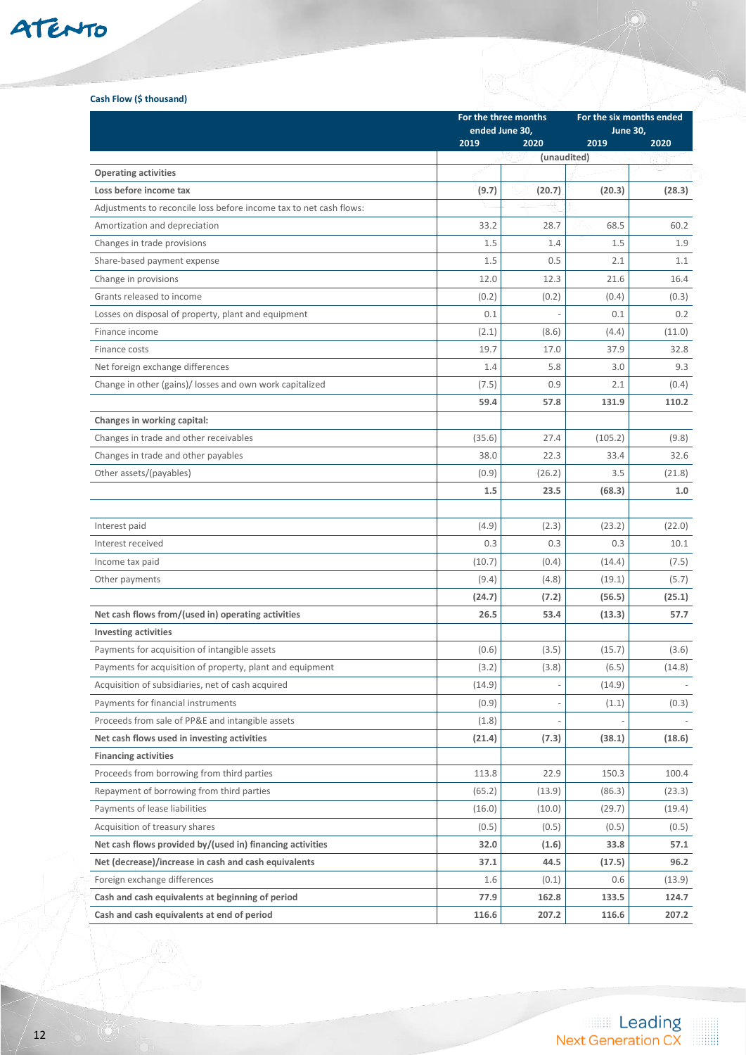**Cash Flow ($ thousand)**

| | For the three months ended June 30, | | For the six months ended June 30, | |
|---|---|---|---|---|
| | 2019 | 2020 | 2019 | 2020 |
| | (unaudited) | | | |
| **Operating activities** | | | | |
| **Loss before income tax** | **(9.7)** | **(20.7)** | **(20.3)** | **(28.3)** |
| Adjustments to reconcile loss before income tax to net cash flows: | | | | |
| Amortization and depreciation | 33.2 | 28.7 | 68.5 | 60.2 |
| Changes in trade provisions | 1.5 | 1.4 | 1.5 | 1.9 |
| Share-based payment expense | 1.5 | 0.5 | 2.1 | 1.1 |
| Change in provisions | 12.0 | 12.3 | 21.6 | 16.4 |
| Grants released to income | (0.2) | (0.2) | (0.4) | (0.3) |
| Losses on disposal of property, plant and equipment | 0.1 | - | 0.1 | 0.2 |
| Finance income | (2.1) | (8.6) | (4.4) | (11.0) |
| Finance costs | 19.7 | 17.0 | 37.9 | 32.8 |
| Net foreign exchange differences | 1.4 | 5.8 | 3.0 | 9.3 |
| Change in other (gains)/ losses and own work capitalized | (7.5) | 0.9 | 2.1 | (0.4) |
| | **59.4** | **57.8** | **131.9** | **110.2** |
| **Changes in working capital:** | | | | |
| Changes in trade and other receivables | (35.6) | 27.4 | (105.2) | (9.8) |
| Changes in trade and other payables | 38.0 | 22.3 | 33.4 | 32.6 |
| Other assets/(payables) | (0.9) | (26.2) | 3.5 | (21.8) |
| | **1.5** | **23.5** | **(68.3)** | **1.0** |
| | | | | |
| Interest paid | (4.9) | (2.3) | (23.2) | (22.0) |
| Interest received | 0.3 | 0.3 | 0.3 | 10.1 |
| Income tax paid | (10.7) | (0.4) | (14.4) | (7.5) |
| Other payments | (9.4) | (4.8) | (19.1) | (5.7) |
| | **(24.7)** | **(7.2)** | **(56.5)** | **(25.1)** |
| **Net cash flows from/(used in) operating activities** | **26.5** | **53.4** | **(13.3)** | **57.7** |
| **Investing activities** | | | | |
| Payments for acquisition of intangible assets | (0.6) | (3.5) | (15.7) | (3.6) |
| Payments for acquisition of property, plant and equipment | (3.2) | (3.8) | (6.5) | (14.8) |
| Acquisition of subsidiaries, net of cash acquired | (14.9) | - | (14.9) | - |
| Payments for financial instruments | (0.9) | - | (1.1) | (0.3) |
| Proceeds from sale of PP&E and intangible assets | (1.8) | - | - | - |
| **Net cash flows used in investing activities** | **(21.4)** | **(7.3)** | **(38.1)** | **(18.6)** |
| **Financing activities** | | | | |
| Proceeds from borrowing from third parties | 113.8 | 22.9 | 150.3 | 100.4 |
| Repayment of borrowing from third parties | (65.2) | (13.9) | (86.3) | (23.3) |
| Payments of lease liabilities | (16.0) | (10.0) | (29.7) | (19.4) |
| Acquisition of treasury shares | (0.5) | (0.5) | (0.5) | (0.5) |
| **Net cash flows provided by/(used in) financing activities** | **32.0** | **(1.6)** | **33.8** | **57.1** |
| **Net (decrease)/increase in cash and cash equivalents** | **37.1** | **44.5** | **(17.5)** | **96.2** |
| Foreign exchange differences | 1.6 | (0.1) | 0.6 | (13.9) |
| **Cash and cash equivalents at beginning of period** | **77.9** | **162.8** | **133.5** | **124.7** |
| **Cash and cash equivalents at end of period** | **116.6** | **207.2** | **116.6** | **207.2** |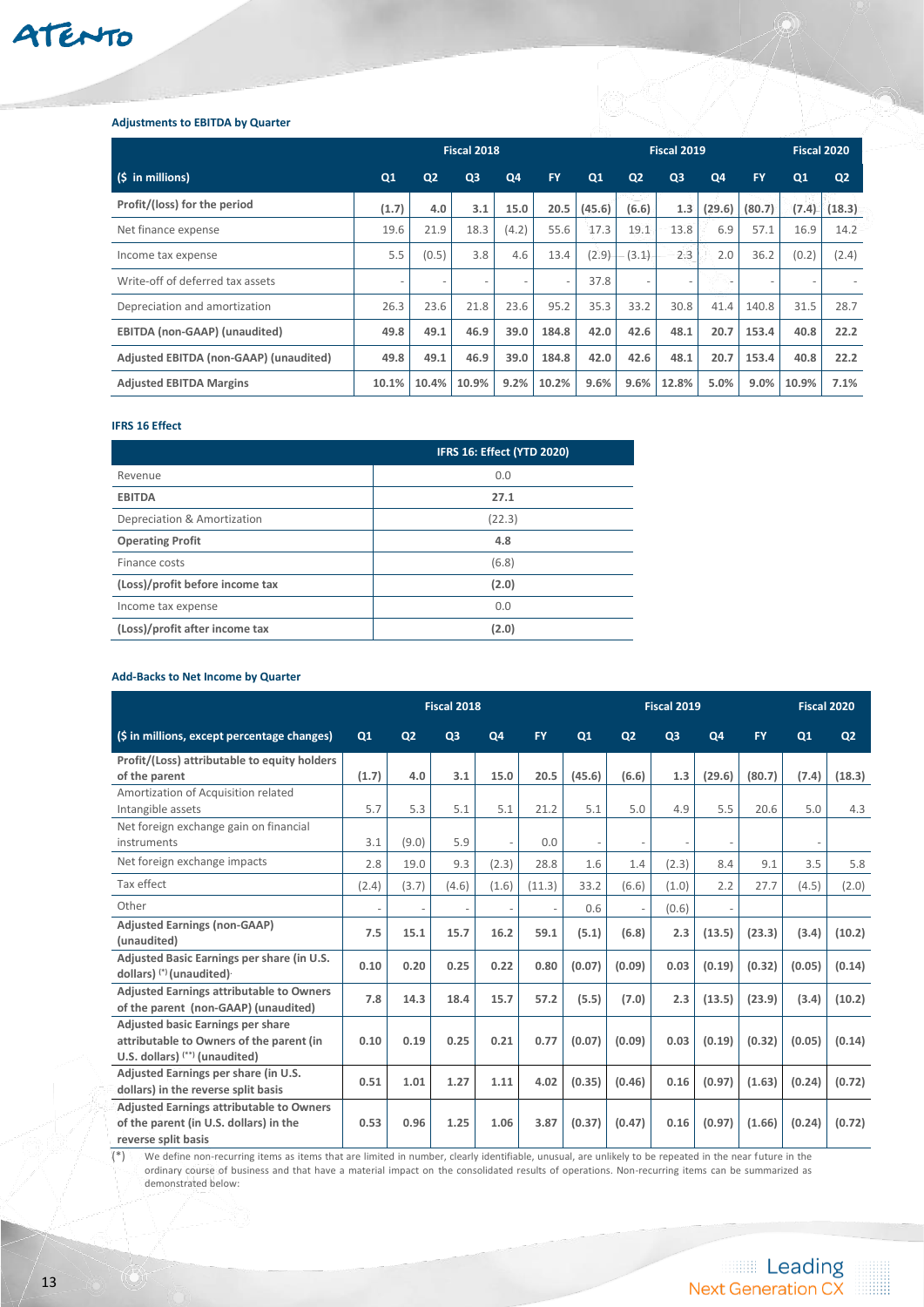#### Adjustments to EBITDA by Quarter

| ($ in millions) | Fiscal 2018 Q1 | Q2 | Q3 | Q4 | FY | Fiscal 2019 Q1 | Q2 | Q3 | Q4 | FY | Fiscal 2020 Q1 | Q2 |
|---|---|---|---|---|---|---|---|---|---|---|---|---|
| **Profit/(loss) for the period** | **(1.7)** | **4.0** | **3.1** | **15.0** | **20.5** | **(45.6)** | **(6.6)** | **1.3** | **(29.6)** | **(80.7)** | **(7.4)** | **(18.3)** |
| Net finance expense | 19.6 | 21.9 | 18.3 | (4.2) | 55.6 | 17.3 | 19.1 | 13.8 | 6.9 | 57.1 | 16.9 | 14.2 |
| Income tax expense | 5.5 | (0.5) | 3.8 | 4.6 | 13.4 | (2.9) | (3.1) | 2.3 | 2.0 | 36.2 | (0.2) | (2.4) |
| Write-off of deferred tax assets | - | - | - | - | - | 37.8 | - | - | - | - | - | - |
| Depreciation and amortization | 26.3 | 23.6 | 21.8 | 23.6 | 95.2 | 35.3 | 33.2 | 30.8 | 41.4 | 140.8 | 31.5 | 28.7 |
| **EBITDA (non-GAAP) (unaudited)** | **49.8** | **49.1** | **46.9** | **39.0** | **184.8** | **42.0** | **42.6** | **48.1** | **20.7** | **153.4** | **40.8** | **22.2** |
| **Adjusted EBITDA (non-GAAP) (unaudited)** | **49.8** | **49.1** | **46.9** | **39.0** | **184.8** | **42.0** | **42.6** | **48.1** | **20.7** | **153.4** | **40.8** | **22.2** |
| **Adjusted EBITDA Margins** | **10.1%** | **10.4%** | **10.9%** | **9.2%** | **10.2%** | **9.6%** | **9.6%** | **12.8%** | **5.0%** | **9.0%** | **10.9%** | **7.1%** |

#### IFRS 16 Effect

| | IFRS 16: Effect (YTD 2020) |
|---|---|
| Revenue | 0.0 |
| **EBITDA** | **27.1** |
| Depreciation & Amortization | (22.3) |
| **Operating Profit** | **4.8** |
| Finance costs | (6.8) |
| **(Loss)/profit before income tax** | **(2.0)** |
| Income tax expense | 0.0 |
| **(Loss)/profit after income tax** | **(2.0)** |

#### Add-Backs to Net Income by Quarter

| ($ in millions, except percentage changes) | Fiscal 2018 Q1 | Q2 | Q3 | Q4 | FY | Fiscal 2019 Q1 | Q2 | Q3 | Q4 | FY | Fiscal 2020 Q1 | Q2 |
|---|---|---|---|---|---|---|---|---|---|---|---|---|
| **Profit/(Loss) attributable to equity holders of the parent** | **(1.7)** | **4.0** | **3.1** | **15.0** | **20.5** | **(45.6)** | **(6.6)** | **1.3** | **(29.6)** | **(80.7)** | **(7.4)** | **(18.3)** |
| Amortization of Acquisition related Intangible assets | 5.7 | 5.3 | 5.1 | 5.1 | 21.2 | 5.1 | 5.0 | 4.9 | 5.5 | 20.6 | 5.0 | 4.3 |
| Net foreign exchange gain on financial instruments | 3.1 | (9.0) | 5.9 | - | 0.0 | - | - | - | - | | - | |
| Net foreign exchange impacts | 2.8 | 19.0 | 9.3 | (2.3) | 28.8 | 1.6 | 1.4 | (2.3) | 8.4 | 9.1 | 3.5 | 5.8 |
| Tax effect | (2.4) | (3.7) | (4.6) | (1.6) | (11.3) | 33.2 | (6.6) | (1.0) | 2.2 | 27.7 | (4.5) | (2.0) |
| Other | - | - | - | - | - | 0.6 | - | (0.6) | - | | | |
| **Adjusted Earnings (non-GAAP) (unaudited)** | **7.5** | **15.1** | **15.7** | **16.2** | **59.1** | **(5.1)** | **(6.8)** | **2.3** | **(13.5)** | **(23.3)** | **(3.4)** | **(10.2)** |
| **Adjusted Basic Earnings per share (in U.S. dollars) (\*) (unaudited)** | **0.10** | **0.20** | **0.25** | **0.22** | **0.80** | **(0.07)** | **(0.09)** | **0.03** | **(0.19)** | **(0.32)** | **(0.05)** | **(0.14)** |
| **Adjusted Earnings attributable to Owners of the parent (non-GAAP) (unaudited)** | **7.8** | **14.3** | **18.4** | **15.7** | **57.2** | **(5.5)** | **(7.0)** | **2.3** | **(13.5)** | **(23.9)** | **(3.4)** | **(10.2)** |
| **Adjusted basic Earnings per share attributable to Owners of the parent (in U.S. dollars) (\*\*) (unaudited)** | **0.10** | **0.19** | **0.25** | **0.21** | **0.77** | **(0.07)** | **(0.09)** | **0.03** | **(0.19)** | **(0.32)** | **(0.05)** | **(0.14)** |
| **Adjusted Earnings per share (in U.S. dollars) in the reverse split basis** | **0.51** | **1.01** | **1.27** | **1.11** | **4.02** | **(0.35)** | **(0.46)** | **0.16** | **(0.97)** | **(1.63)** | **(0.24)** | **(0.72)** |
| **Adjusted Earnings attributable to Owners of the parent (in U.S. dollars) in the reverse split basis** | **0.53** | **0.96** | **1.25** | **1.06** | **3.87** | **(0.37)** | **(0.47)** | **0.16** | **(0.97)** | **(1.66)** | **(0.24)** | **(0.72)** |

(\*) We define non-recurring items as items that are limited in number, clearly identifiable, unusual, are unlikely to be repeated in the near future in the ordinary course of business and that have a material impact on the consolidated results of operations. Non-recurring items can be summarized as demonstrated below: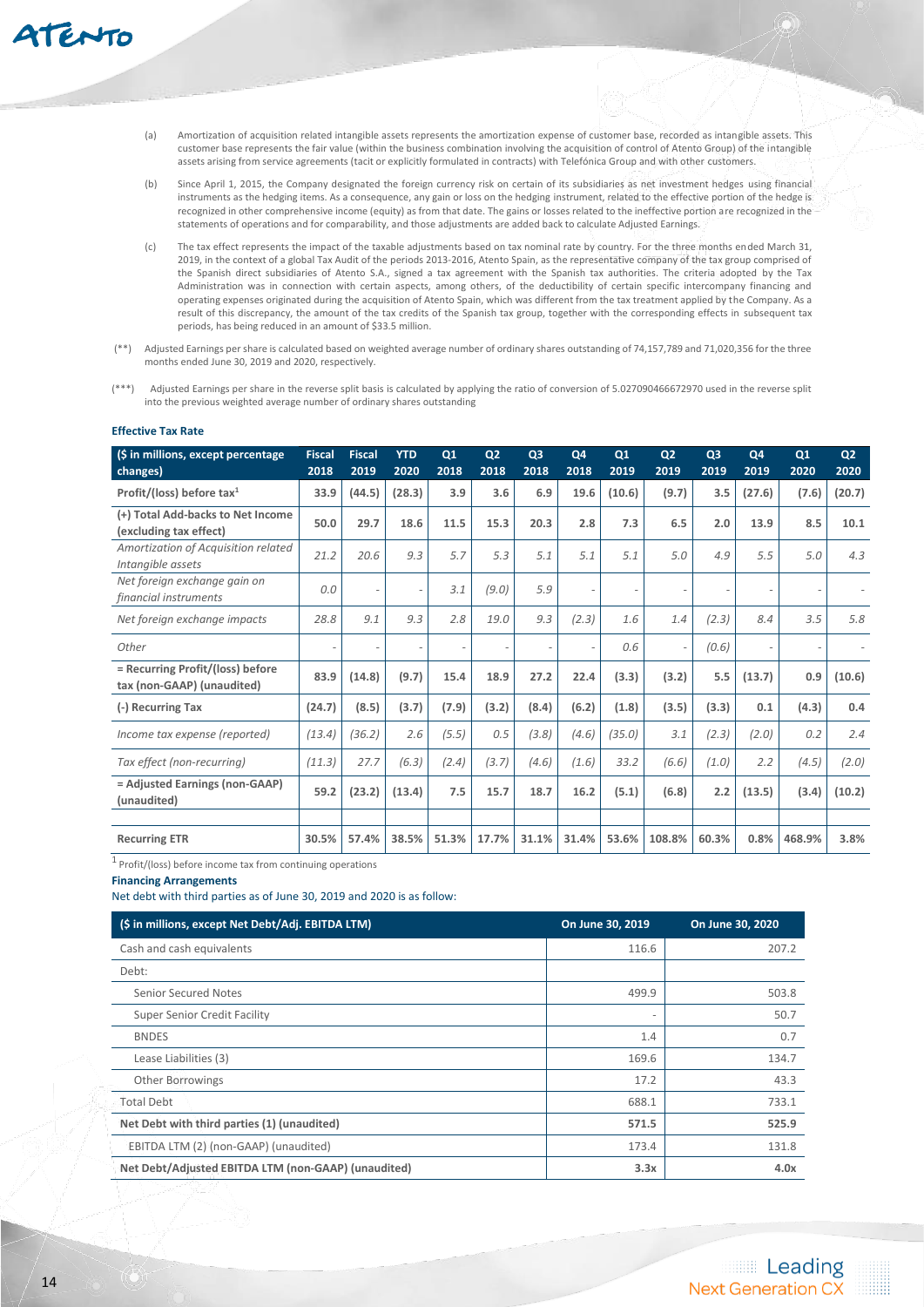(a) Amortization of acquisition related intangible assets represents the amortization expense of customer base, recorded as intangible assets. This customer base represents the fair value (within the business combination involving the acquisition of control of Atento Group) of the intangible assets arising from service agreements (tacit or explicitly formulated in contracts) with Telefónica Group and with other customers.

(b) Since April 1, 2015, the Company designated the foreign currency risk on certain of its subsidiaries as net investment hedges using financial instruments as the hedging items. As a consequence, any gain or loss on the hedging instrument, related to the effective portion of the hedge is recognized in other comprehensive income (equity) as from that date. The gains or losses related to the ineffective portion are recognized in the statements of operations and for comparability, and those adjustments are added back to calculate Adjusted Earnings.

(c) The tax effect represents the impact of the taxable adjustments based on tax nominal rate by country. For the three months ended March 31, 2019, in the context of a global Tax Audit of the periods 2013-2016, Atento Spain, as the representative company of the tax group comprised of the Spanish direct subsidiaries of Atento S.A., signed a tax agreement with the Spanish tax authorities. The criteria adopted by the Tax Administration was in connection with certain aspects, among others, of the deductibility of certain specific intercompany financing and operating expenses originated during the acquisition of Atento Spain, which was different from the tax treatment applied by the Company. As a result of this discrepancy, the amount of the tax credits of the Spanish tax group, together with the corresponding effects in subsequent tax periods, has being reduced in an amount of $33.5 million.

(**) Adjusted Earnings per share is calculated based on weighted average number of ordinary shares outstanding of 74,157,789 and 71,020,356 for the three months ended June 30, 2019 and 2020, respectively.

(***) Adjusted Earnings per share in the reverse split basis is calculated by applying the ratio of conversion of 5.027090466672970 used in the reverse split into the previous weighted average number of ordinary shares outstanding

**Effective Tax Rate**

| ($ in millions, except percentage changes) | Fiscal 2018 | Fiscal 2019 | YTD 2020 | Q1 2018 | Q2 2018 | Q3 2018 | Q4 2018 | Q1 2019 | Q2 2019 | Q3 2019 | Q4 2019 | Q1 2020 | Q2 2020 |
|---|---|---|---|---|---|---|---|---|---|---|---|---|---|
| **Profit/(loss) before tax[1]** | **33.9** | **(44.5)** | **(28.3)** | **3.9** | **3.6** | **6.9** | **19.6** | **(10.6)** | **(9.7)** | **3.5** | **(27.6)** | **(7.6)** | **(20.7)** |
| **(+) Total Add-backs to Net Income (excluding tax effect)** | **50.0** | **29.7** | **18.6** | **11.5** | **15.3** | **20.3** | **2.8** | **7.3** | **6.5** | **2.0** | **13.9** | **8.5** | **10.1** |
| *Amortization of Acquisition related Intangible assets* | *21.2* | *20.6* | *9.3* | *5.7* | *5.3* | *5.1* | *5.1* | *5.1* | *5.0* | *4.9* | *5.5* | *5.0* | *4.3* |
| *Net foreign exchange gain on financial instruments* | *0.0* | - | - | *3.1* | *(9.0)* | *5.9* | - | - | - | - | - | - | - |
| *Net foreign exchange impacts* | *28.8* | *9.1* | *9.3* | *2.8* | *19.0* | *9.3* | *(2.3)* | *1.6* | *1.4* | *(2.3)* | *8.4* | *3.5* | *5.8* |
| *Other* | - | - | - | - | - | - | - | *0.6* | - | *(0.6)* | - | - | - |
| **= Recurring Profit/(loss) before tax (non-GAAP) (unaudited)** | **83.9** | **(14.8)** | **(9.7)** | **15.4** | **18.9** | **27.2** | **22.4** | **(3.3)** | **(3.2)** | **5.5** | **(13.7)** | **0.9** | **(10.6)** |
| **(-) Recurring Tax** | **(24.7)** | **(8.5)** | **(3.7)** | **(7.9)** | **(3.2)** | **(8.4)** | **(6.2)** | **(1.8)** | **(3.5)** | **(3.3)** | **0.1** | **(4.3)** | **0.4** |
| *Income tax expense (reported)* | *(13.4)* | *(36.2)* | *2.6* | *(5.5)* | *0.5* | *(3.8)* | *(4.6)* | *(35.0)* | *3.1* | *(2.3)* | *(2.0)* | *0.2* | *2.4* |
| *Tax effect (non-recurring)* | *(11.3)* | *27.7* | *(6.3)* | *(2.4)* | *(3.7)* | *(4.6)* | *(1.6)* | *33.2* | *(6.6)* | *(1.0)* | *2.2* | *(4.5)* | *(2.0)* |
| **= Adjusted Earnings (non-GAAP) (unaudited)** | **59.2** | **(23.2)** | **(13.4)** | **7.5** | **15.7** | **18.7** | **16.2** | **(5.1)** | **(6.8)** | **2.2** | **(13.5)** | **(3.4)** | **(10.2)** |
| | | | | | | | | | | | | | |
| **Recurring ETR** | **30.5%** | **57.4%** | **38.5%** | **51.3%** | **17.7%** | **31.1%** | **31.4%** | **53.6%** | **108.8%** | **60.3%** | **0.8%** | **468.9%** | **3.8%** |

[1] Profit/(loss) before income tax from continuing operations

**Financing Arrangements**

Net debt with third parties as of June 30, 2019 and 2020 is as follow:

| ($ in millions, except Net Debt/Adj. EBITDA LTM) | On June 30, 2019 | On June 30, 2020 |
|---|---|---|
| Cash and cash equivalents | 116.6 | 207.2 |
| Debt: | | |
| Senior Secured Notes | 499.9 | 503.8 |
| Super Senior Credit Facility | - | 50.7 |
| BNDES | 1.4 | 0.7 |
| Lease Liabilities (3) | 169.6 | 134.7 |
| Other Borrowings | 17.2 | 43.3 |
| Total Debt | 688.1 | 733.1 |
| **Net Debt with third parties (1) (unaudited)** | **571.5** | **525.9** |
| EBITDA LTM (2) (non-GAAP) (unaudited) | 173.4 | 131.8 |
| **Net Debt/Adjusted EBITDA LTM (non-GAAP) (unaudited)** | **3.3x** | **4.0x** |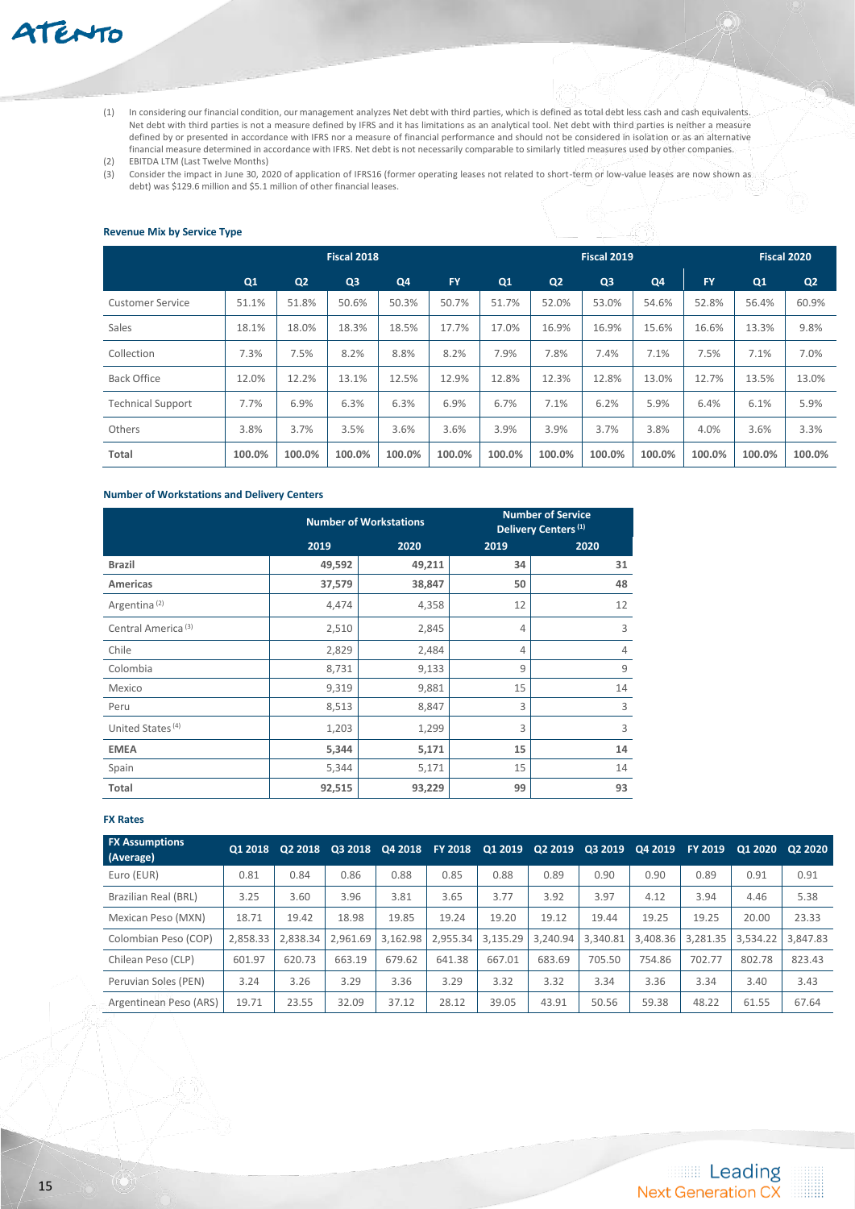(1) In considering our financial condition, our management analyzes Net debt with third parties, which is defined as total debt less cash and cash equivalents. Net debt with third parties is not a measure defined by IFRS and it has limitations as an analytical tool. Net debt with third parties is neither a measure defined by or presented in accordance with IFRS nor a measure of financial performance and should not be considered in isolation or as an alternative financial measure determined in accordance with IFRS. Net debt is not necessarily comparable to similarly titled measures used by other companies.

(2) EBITDA LTM (Last Twelve Months)

(3) Consider the impact in June 30, 2020 of application of IFRS16 (former operating leases not related to short-term or low-value leases are now shown as debt) was $129.6 million and $5.1 million of other financial leases.

**Revenue Mix by Service Type**

| | Fiscal 2018 | | | | | Fiscal 2019 | | | | | Fiscal 2020 | |
|---|---|---|---|---|---|---|---|---|---|---|---|---|
| | Q1 | Q2 | Q3 | Q4 | FY | Q1 | Q2 | Q3 | Q4 | FY | Q1 | Q2 |
| Customer Service | 51.1% | 51.8% | 50.6% | 50.3% | 50.7% | 51.7% | 52.0% | 53.0% | 54.6% | 52.8% | 56.4% | 60.9% |
| Sales | 18.1% | 18.0% | 18.3% | 18.5% | 17.7% | 17.0% | 16.9% | 16.9% | 15.6% | 16.6% | 13.3% | 9.8% |
| Collection | 7.3% | 7.5% | 8.2% | 8.8% | 8.2% | 7.9% | 7.8% | 7.4% | 7.1% | 7.5% | 7.1% | 7.0% |
| Back Office | 12.0% | 12.2% | 13.1% | 12.5% | 12.9% | 12.8% | 12.3% | 12.8% | 13.0% | 12.7% | 13.5% | 13.0% |
| Technical Support | 7.7% | 6.9% | 6.3% | 6.3% | 6.9% | 6.7% | 7.1% | 6.2% | 5.9% | 6.4% | 6.1% | 5.9% |
| Others | 3.8% | 3.7% | 3.5% | 3.6% | 3.6% | 3.9% | 3.9% | 3.7% | 3.8% | 4.0% | 3.6% | 3.3% |
| **Total** | **100.0%** | **100.0%** | **100.0%** | **100.0%** | **100.0%** | **100.0%** | **100.0%** | **100.0%** | **100.0%** | **100.0%** | **100.0%** | **100.0%** |

**Number of Workstations and Delivery Centers**

| | Number of Workstations | | Number of Service Delivery Centers [1] | |
|---|---|---|---|---|
| | 2019 | 2020 | 2019 | 2020 |
| **Brazil** | **49,592** | **49,211** | **34** | **31** |
| **Americas** | **37,579** | **38,847** | **50** | **48** |
| Argentina [2] | 4,474 | 4,358 | 12 | 12 |
| Central America [3] | 2,510 | 2,845 | 4 | 3 |
| Chile | 2,829 | 2,484 | 4 | 4 |
| Colombia | 8,731 | 9,133 | 9 | 9 |
| Mexico | 9,319 | 9,881 | 15 | 14 |
| Peru | 8,513 | 8,847 | 3 | 3 |
| United States [4] | 1,203 | 1,299 | 3 | 3 |
| **EMEA** | **5,344** | **5,171** | **15** | **14** |
| Spain | 5,344 | 5,171 | 15 | 14 |
| **Total** | **92,515** | **93,229** | **99** | **93** |

**FX Rates**

| FX Assumptions (Average) | Q1 2018 | Q2 2018 | Q3 2018 | Q4 2018 | FY 2018 | Q1 2019 | Q2 2019 | Q3 2019 | Q4 2019 | FY 2019 | Q1 2020 | Q2 2020 |
|---|---|---|---|---|---|---|---|---|---|---|---|---|
| Euro (EUR) | 0.81 | 0.84 | 0.86 | 0.88 | 0.85 | 0.88 | 0.89 | 0.90 | 0.90 | 0.89 | 0.91 | 0.91 |
| Brazilian Real (BRL) | 3.25 | 3.60 | 3.96 | 3.81 | 3.65 | 3.77 | 3.92 | 3.97 | 4.12 | 3.94 | 4.46 | 5.38 |
| Mexican Peso (MXN) | 18.71 | 19.42 | 18.98 | 19.85 | 19.24 | 19.20 | 19.12 | 19.44 | 19.25 | 19.25 | 20.00 | 23.33 |
| Colombian Peso (COP) | 2,858.33 | 2,838.34 | 2,961.69 | 3,162.98 | 2,955.34 | 3,135.29 | 3,240.94 | 3,340.81 | 3,408.36 | 3,281.35 | 3,534.22 | 3,847.83 |
| Chilean Peso (CLP) | 601.97 | 620.73 | 663.19 | 679.62 | 641.38 | 667.01 | 683.69 | 705.50 | 754.86 | 702.77 | 802.78 | 823.43 |
| Peruvian Soles (PEN) | 3.24 | 3.26 | 3.29 | 3.36 | 3.29 | 3.32 | 3.32 | 3.34 | 3.36 | 3.34 | 3.40 | 3.43 |
| Argentinean Peso (ARS) | 19.71 | 23.55 | 32.09 | 37.12 | 28.12 | 39.05 | 43.91 | 50.56 | 59.38 | 48.22 | 61.55 | 67.64 |